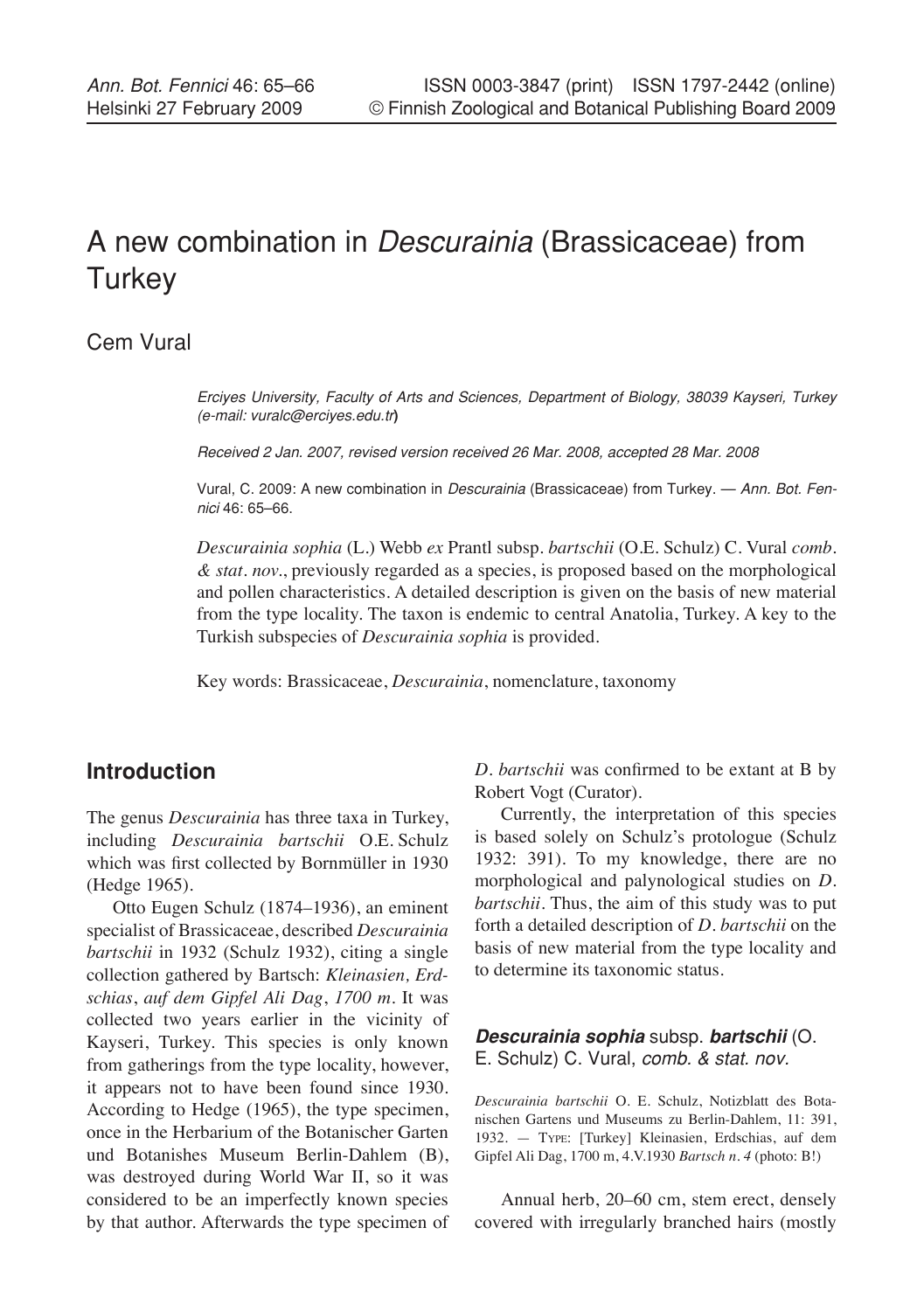# A new combination in *Descurainia* (Brassicaceae) from Turkey

Cem Vural

*Erciyes University, Faculty of Arts and Sciences, Department of Biology, 38039 Kayseri, Turkey (e-mail: vuralc@erciyes.edu.tr)*

*Received 2 Jan. 2007, revised version received 26 Mar. 2008, accepted 28 Mar. 2008*

Vural, C. 2009: A new combination in *Descurainia* (Brassicaceae) from Turkey. — *Ann. Bot. Fennici* 46: 65–66.

*Descurainia sophia* (L.) Webb *ex* Prantl subsp. *bartschii* (O.E. Schulz) C. Vural *comb. & stat. nov.*, previously regarded as a species, is proposed based on the morphological and pollen characteristics. A detailed description is given on the basis of new material from the type locality. The taxon is endemic to central Anatolia, Turkey. A key to the Turkish subspecies of *Descurainia sophia* is provided.

Key words: Brassicaceae, *Descurainia*, nomenclature, taxonomy

## Introduction

The genus *Descurainia* has three taxa in Turkey, including *Descurainia bartschii* O.E. Schulz which was first collected by Bornmüller in 1930 (Hedge 1965).

Otto Eugen Schulz (1874–1936), an eminent specialist of Brassicaceae, described *Descurainia bartschii* in 1932 (Schulz 1932), citing a single collection gathered by Bartsch: *Kleinasien, Erdschias, auf dem Gipfel Ali Dag, 1700 m*. It was collected two years earlier in the vicinity of Kayseri, Turkey. This species is only known from gatherings from the type locality, however, it appears not to have been found since 1930. According to Hedge (1965), the type specimen, once in the Herbarium of the Botanischer Garten und Botanishes Museum Berlin-Dahlem (B), was destroyed during World War II, so it was considered to be an imperfectly known species by that author. Afterwards the type specimen of *D. bartschii* was confirmed to be extant at B by Robert Vogt (Curator).

Currently, the interpretation of this species is based solely on Schulz's protologue (Schulz 1932: 391). To my knowledge, there are no morphological and palynological studies on *D. bartschii*. Thus, the aim of this study was to put forth a detailed description of *D. bartschii* on the basis of new material from the type locality and to determine its taxonomic status.

### ***Descurainia sophia*** **subsp.** ***bartschii*** (O. E. Schulz) C. Vural, *comb. & stat. nov.*

*Descurainia bartschii* O. E. Schulz, Notizblatt des Botanischen Gartens und Museums zu Berlin-Dahlem, 11: 391, 1932. — Type: [Turkey] Kleinasien, Erdschias, auf dem Gipfel Ali Dag, 1700 m, 4.V.1930 *Bartsch n. 4* (photo: B!)

Annual herb, 20–60 cm, stem erect, densely covered with irregularly branched hairs (mostly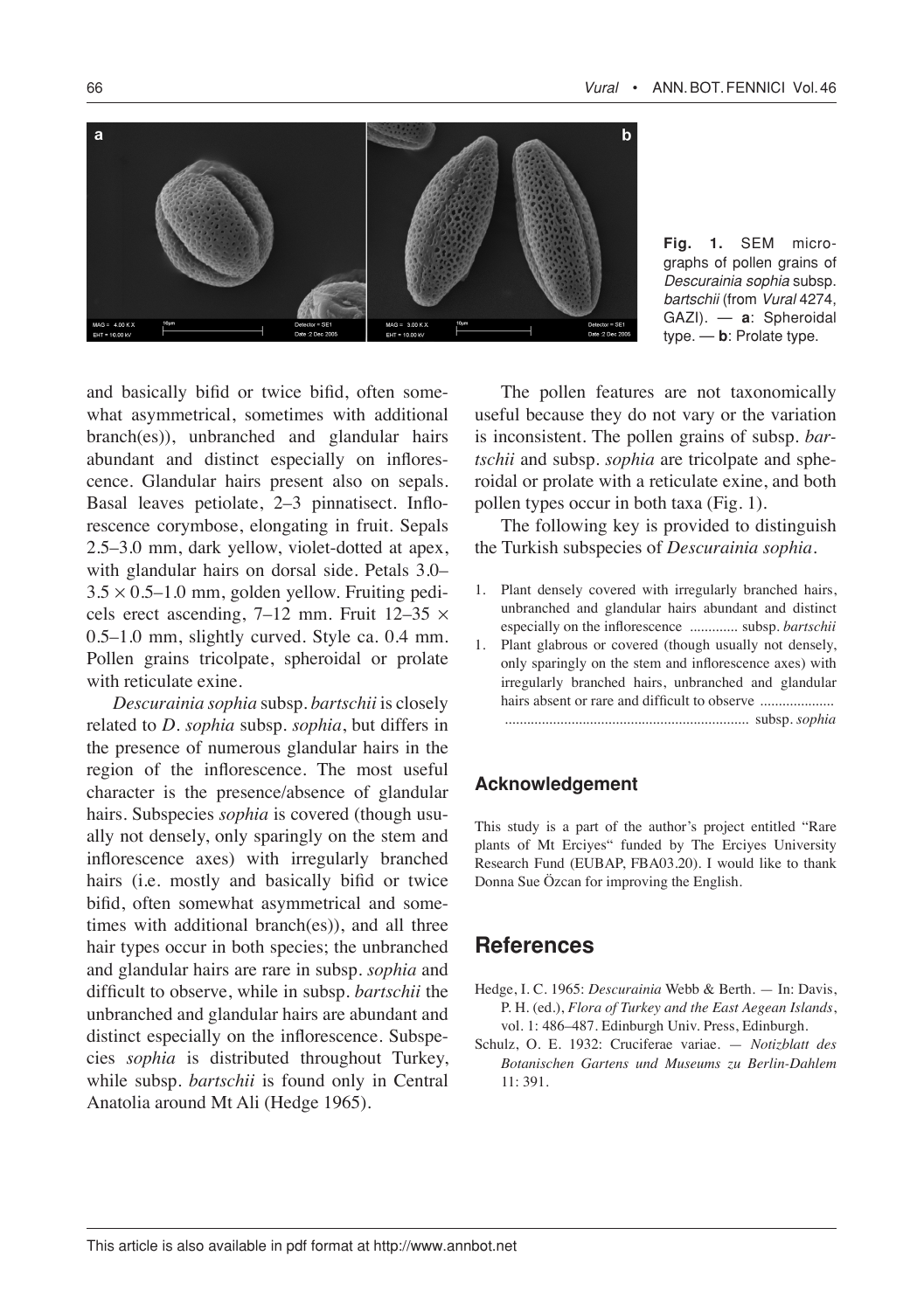**Fig. 1.** SEM micrographs of pollen grains of *Descurainia sophia* subsp. *bartschii* (from *Vural* 4274, GAZI). — **a**: Spheroidal type. — **b**: Prolate type.

and basically bifid or twice bifid, often somewhat asymmetrical, sometimes with additional branch(es)), unbranched and glandular hairs abundant and distinct especially on inflorescence. Glandular hairs present also on sepals. Basal leaves petiolate, 2–3 pinnatisect. Inflorescence corymbose, elongating in fruit. Sepals 2.5–3.0 mm, dark yellow, violet-dotted at apex, with glandular hairs on dorsal side. Petals 3.0–$3.5 \times 0.5$–1.0 mm, golden yellow. Fruiting pedicels erect ascending, 7–12 mm. Fruit 12–35 $\times$ 0.5–1.0 mm, slightly curved. Style ca. 0.4 mm. Pollen grains tricolpate, spheroidal or prolate with reticulate exine.

*Descurainia sophia* subsp. *bartschii* is closely related to *D. sophia* subsp. *sophia*, but differs in the presence of numerous glandular hairs in the region of the inflorescence. The most useful character is the presence/absence of glandular hairs. Subspecies *sophia* is covered (though usually not densely, only sparingly on the stem and inflorescence axes) with irregularly branched hairs (i.e. mostly and basically bifid or twice bifid, often somewhat asymmetrical and sometimes with additional branch(es)), and all three hair types occur in both species; the unbranched and glandular hairs are rare in subsp. *sophia* and difficult to observe, while in subsp. *bartschii* the unbranched and glandular hairs are abundant and distinct especially on the inflorescence. Subspecies *sophia* is distributed throughout Turkey, while subsp. *bartschii* is found only in Central Anatolia around Mt Ali (Hedge 1965).

The pollen features are not taxonomically useful because they do not vary or the variation is inconsistent. The pollen grains of subsp. *bartschii* and subsp. *sophia* are tricolpate and spheroidal or prolate with a reticulate exine, and both pollen types occur in both taxa (Fig. 1).

The following key is provided to distinguish the Turkish subspecies of *Descurainia sophia*.

1. Plant densely covered with irregularly branched hairs, unbranched and glandular hairs abundant and distinct especially on the inflorescence ............ subsp. *bartschii*
1. Plant glabrous or covered (though usually not densely, only sparingly on the stem and inflorescence axes) with irregularly branched hairs, unbranched and glandular hairs absent or rare and difficult to observe .................... ................................................................ subsp. *sophia*

## Acknowledgement

This study is a part of the author's project entitled "Rare plants of Mt Erciyes" funded by The Erciyes University Research Fund (EUBAP, FBA03.20). I would like to thank Donna Sue Özcan for improving the English.

## References

Hedge, I. C. 1965: *Descurainia* Webb & Berth. — In: Davis, P. H. (ed.), *Flora of Turkey and the East Aegean Islands*, vol. 1: 486–487. Edinburgh Univ. Press, Edinburgh.

Schulz, O. E. 1932: Cruciferae variae. — *Notizblatt des Botanischen Gartens und Museums zu Berlin-Dahlem* 11: 391.

This article is also available in pdf format at http://www.annbot.net